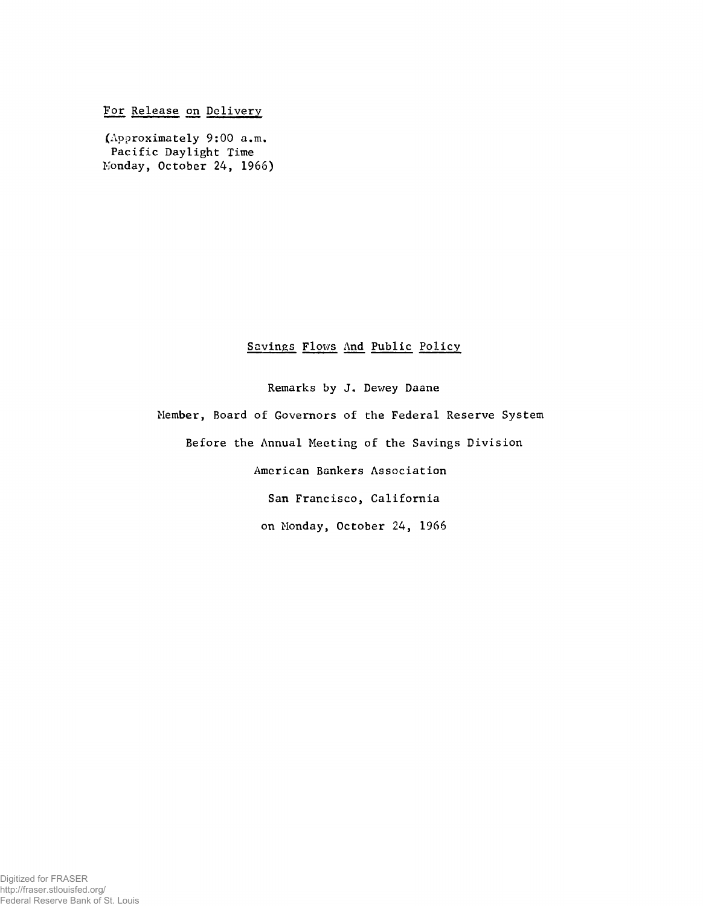For Release on Delivery

(Approximately 9:00 a.m.
Pacific Daylight Time
Monday, October 24, 1966)

# Savings Flows And Public Policy

Remarks by J. Dewey Daane

Member, Board of Governors of the Federal Reserve System

Before the Annual Meeting of the Savings Division

American Bankers Association

San Francisco, California

on Monday, October 24, 1966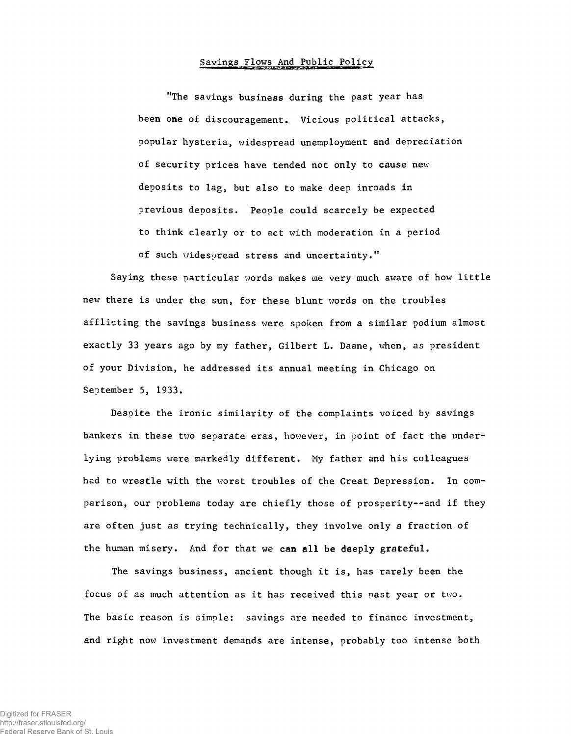## Savings Flows And Public Policy

> "The savings business during the past year has been one of discouragement. Vicious political attacks, popular hysteria, widespread unemployment and depreciation of security prices have tended not only to cause new deposits to lag, but also to make deep inroads in previous deposits. People could scarcely be expected to think clearly or to act with moderation in a period of such widespread stress and uncertainty."

Saying these particular words makes me very much aware of how little new there is under the sun, for these blunt words on the troubles afflicting the savings business were spoken from a similar podium almost exactly 33 years ago by my father, Gilbert L. Daane, when, as president of your Division, he addressed its annual meeting in Chicago on September 5, 1933.

Despite the ironic similarity of the complaints voiced by savings bankers in these two separate eras, however, in point of fact the underlying problems were markedly different. My father and his colleagues had to wrestle with the worst troubles of the Great Depression. In comparison, our problems today are chiefly those of prosperity--and if they are often just as trying technically, they involve only a fraction of the human misery. And for that we can all be deeply grateful.

The savings business, ancient though it is, has rarely been the focus of as much attention as it has received this past year or two. The basic reason is simple: savings are needed to finance investment, and right now investment demands are intense, probably too intense both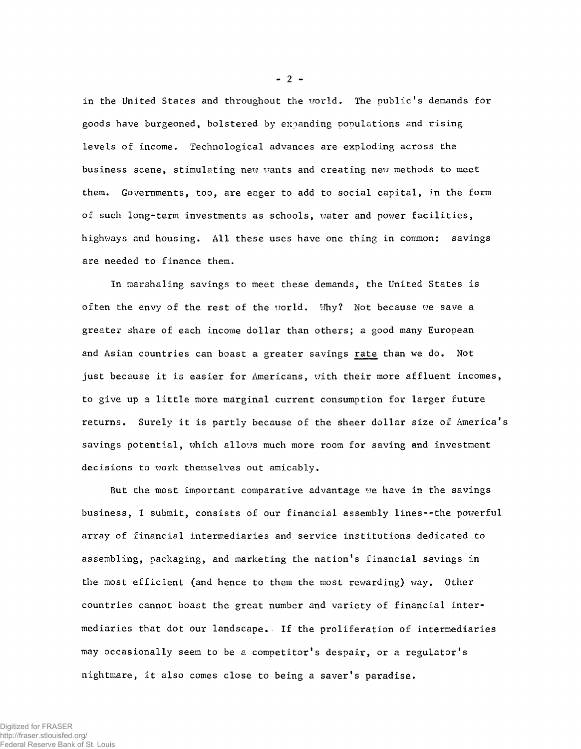in the United States and throughout the world. The public's demands for goods have burgeoned, bolstered by expanding populations and rising levels of income. Technological advances are exploding across the business scene, stimulating new wants and creating new methods to meet them. Governments, too, are eager to add to social capital, in the form of such long-term investments as schools, water and power facilities, highways and housing. All these uses have one thing in common: savings are needed to finance them.

In marshaling savings to meet these demands, the United States is often the envy of the rest of the world. Why? Not because we save a greater share of each income dollar than others; a good many European and Asian countries can boast a greater savings rate than we do. Not just because it is easier for Americans, with their more affluent incomes, to give up a little more marginal current consumption for larger future returns. Surely it is partly because of the sheer dollar size of America's savings potential, which allows much more room for saving and investment decisions to work themselves out amicably.

But the most important comparative advantage we have in the savings business, I submit, consists of our financial assembly lines--the powerful array of financial intermediaries and service institutions dedicated to assembling, packaging, and marketing the nation's financial savings in the most efficient (and hence to them the most rewarding) way. Other countries cannot boast the great number and variety of financial intermediaries that dot our landscape. If the proliferation of intermediaries may occasionally seem to be a competitor's despair, or a regulator's nightmare, it also comes close to being a saver's paradise.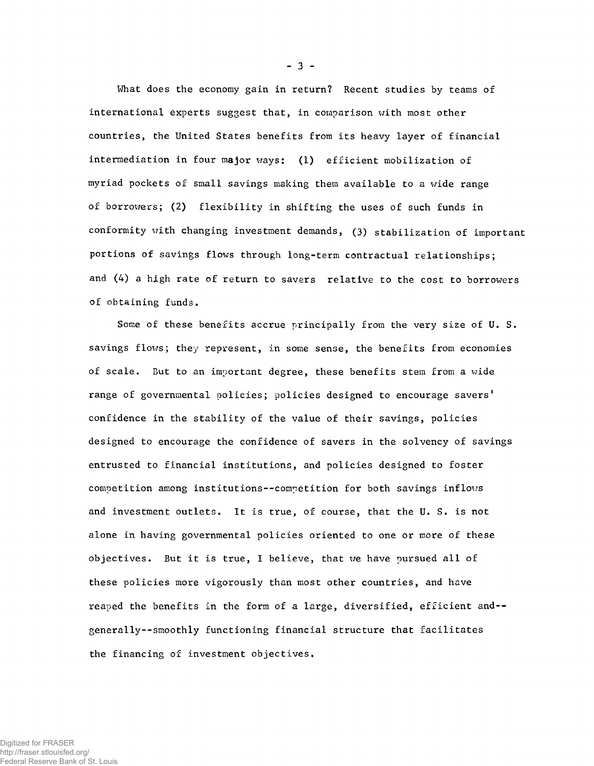What does the economy gain in return? Recent studies by teams of international experts suggest that, in comparison with most other countries, the United States benefits from its heavy layer of financial intermediation in four major ways: (1) efficient mobilization of myriad pockets of small savings making them available to a wide range of borrowers; (2) flexibility in shifting the uses of such funds in conformity with changing investment demands, (3) stabilization of important portions of savings flows through long-term contractual relationships; and (4) a high rate of return to savers relative to the cost to borrowers of obtaining funds.

Some of these benefits accrue principally from the very size of U. S. savings flows; they represent, in some sense, the benefits from economies of scale. But to an important degree, these benefits stem from a wide range of governmental policies; policies designed to encourage savers' confidence in the stability of the value of their savings, policies designed to encourage the confidence of savers in the solvency of savings entrusted to financial institutions, and policies designed to foster competition among institutions--competition for both savings inflows and investment outlets. It is true, of course, that the U. S. is not alone in having governmental policies oriented to one or more of these objectives. But it is true, I believe, that we have pursued all of these policies more vigorously than most other countries, and have reaped the benefits in the form of a large, diversified, efficient and--generally--smoothly functioning financial structure that facilitates the financing of investment objectives.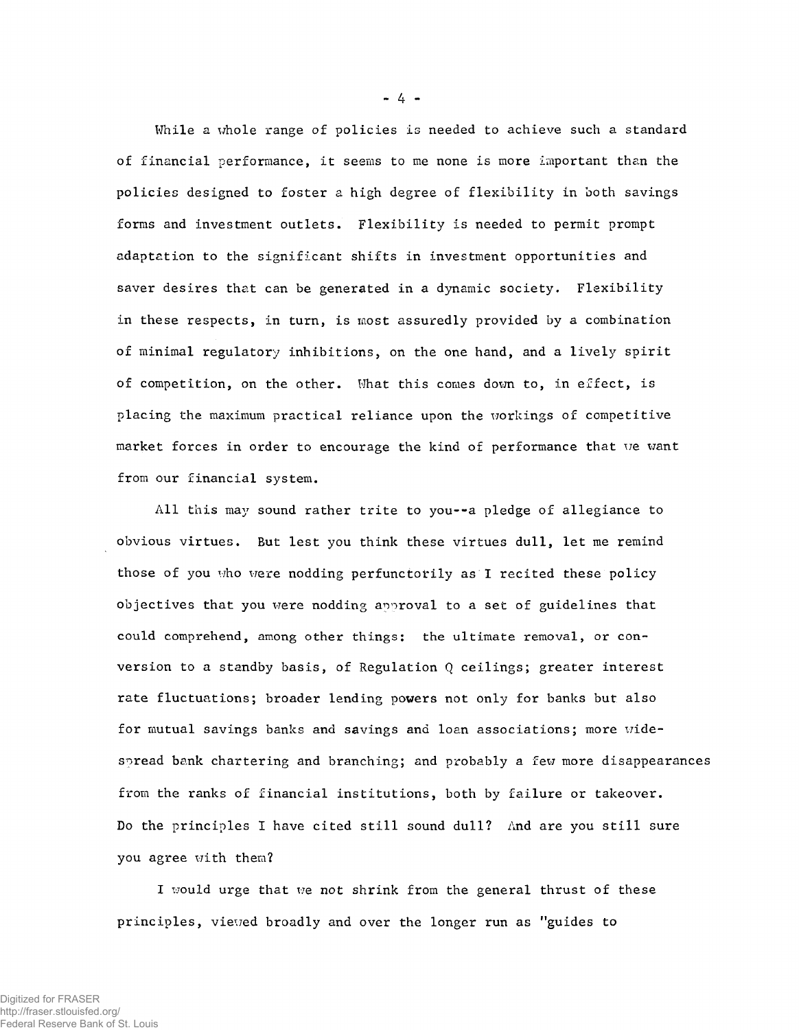While a whole range of policies is needed to achieve such a standard of financial performance, it seems to me none is more important than the policies designed to foster a high degree of flexibility in both savings forms and investment outlets. Flexibility is needed to permit prompt adaptation to the significant shifts in investment opportunities and saver desires that can be generated in a dynamic society. Flexibility in these respects, in turn, is most assuredly provided by a combination of minimal regulatory inhibitions, on the one hand, and a lively spirit of competition, on the other. What this comes down to, in effect, is placing the maximum practical reliance upon the workings of competitive market forces in order to encourage the kind of performance that we want from our financial system.

All this may sound rather trite to you--a pledge of allegiance to obvious virtues. But lest you think these virtues dull, let me remind those of you who were nodding perfunctorily as I recited these policy objectives that you were nodding approval to a set of guidelines that could comprehend, among other things: the ultimate removal, or conversion to a standby basis, of Regulation Q ceilings; greater interest rate fluctuations; broader lending powers not only for banks but also for mutual savings banks and savings and loan associations; more widespread bank chartering and branching; and probably a few more disappearances from the ranks of financial institutions, both by failure or takeover. Do the principles I have cited still sound dull? And are you still sure you agree with them?

I would urge that we not shrink from the general thrust of these principles, viewed broadly and over the longer run as "guides to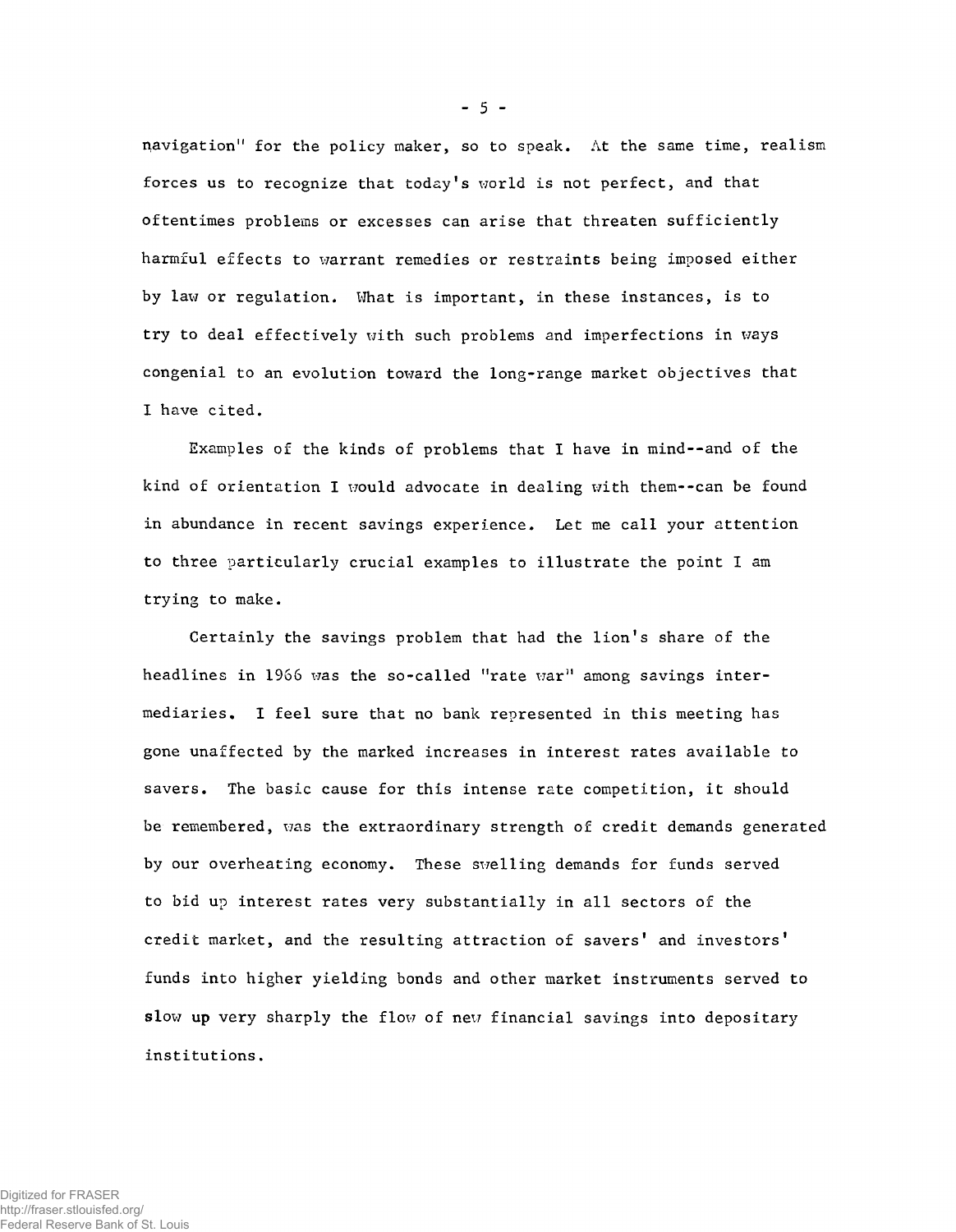navigation" for the policy maker, so to speak. At the same time, realism forces us to recognize that today's world is not perfect, and that oftentimes problems or excesses can arise that threaten sufficiently harmful effects to warrant remedies or restraints being imposed either by law or regulation. What is important, in these instances, is to try to deal effectively with such problems and imperfections in ways congenial to an evolution toward the long-range market objectives that I have cited.

Examples of the kinds of problems that I have in mind--and of the kind of orientation I would advocate in dealing with them--can be found in abundance in recent savings experience. Let me call your attention to three particularly crucial examples to illustrate the point I am trying to make.

Certainly the savings problem that had the lion's share of the headlines in 1966 was the so-called "rate war" among savings intermediaries. I feel sure that no bank represented in this meeting has gone unaffected by the marked increases in interest rates available to savers. The basic cause for this intense rate competition, it should be remembered, was the extraordinary strength of credit demands generated by our overheating economy. These swelling demands for funds served to bid up interest rates very substantially in all sectors of the credit market, and the resulting attraction of savers' and investors' funds into higher yielding bonds and other market instruments served to slow up very sharply the flow of new financial savings into depositary institutions.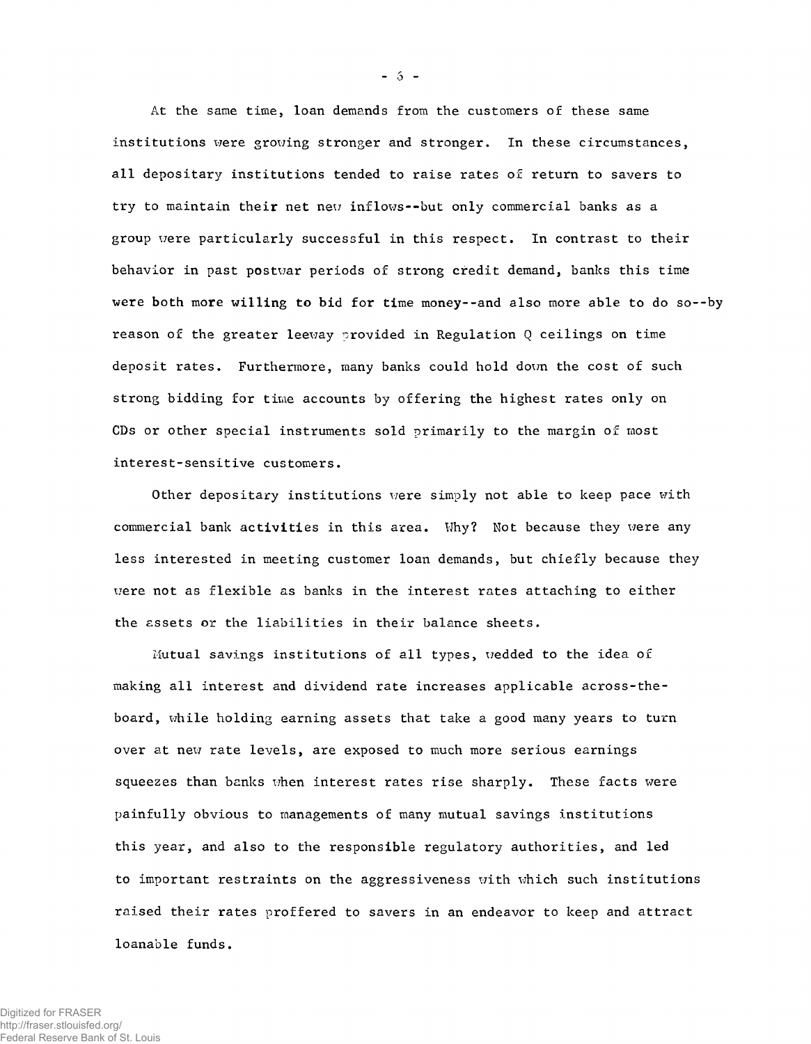At the same time, loan demands from the customers of these same institutions were growing stronger and stronger. In these circumstances, all depositary institutions tended to raise rates of return to savers to try to maintain their net new inflows--but only commercial banks as a group were particularly successful in this respect. In contrast to their behavior in past postwar periods of strong credit demand, banks this time were both more willing to bid for time money--and also more able to do so--by reason of the greater leeway provided in Regulation Q ceilings on time deposit rates. Furthermore, many banks could hold down the cost of such strong bidding for time accounts by offering the highest rates only on CDs or other special instruments sold primarily to the margin of most interest-sensitive customers.

Other depositary institutions were simply not able to keep pace with commercial bank activities in this area. Why? Not because they were any less interested in meeting customer loan demands, but chiefly because they were not as flexible as banks in the interest rates attaching to either the assets or the liabilities in their balance sheets.

Mutual savings institutions of all types, wedded to the idea of making all interest and dividend rate increases applicable across-the-board, while holding earning assets that take a good many years to turn over at new rate levels, are exposed to much more serious earnings squeezes than banks when interest rates rise sharply. These facts were painfully obvious to managements of many mutual savings institutions this year, and also to the responsible regulatory authorities, and led to important restraints on the aggressiveness with which such institutions raised their rates proffered to savers in an endeavor to keep and attract loanable funds.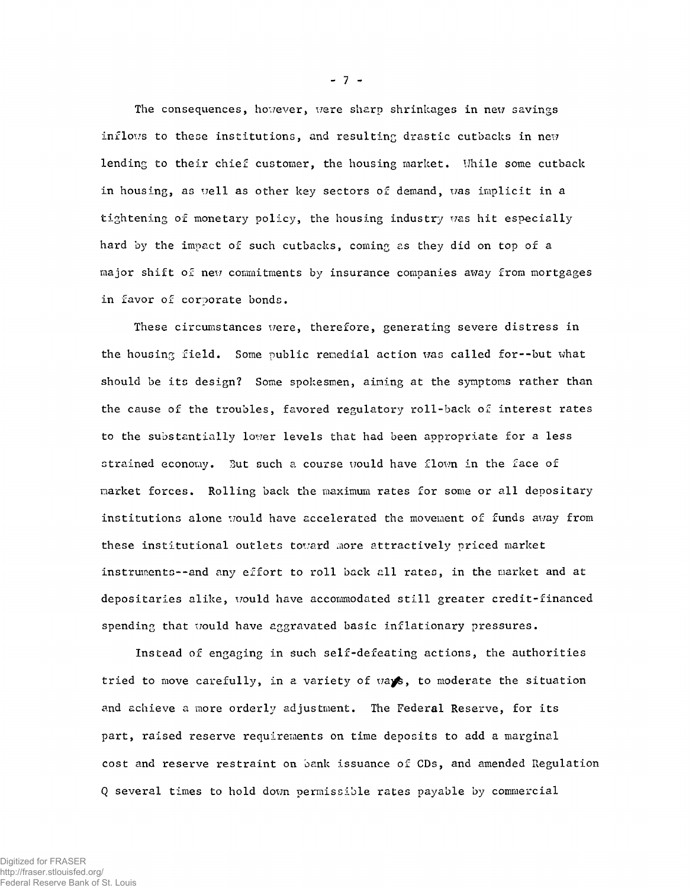The consequences, however, were sharp shrinkages in new savings inflows to these institutions, and resulting drastic cutbacks in new lending to their chief customer, the housing market. While some cutback in housing, as well as other key sectors of demand, was implicit in a tightening of monetary policy, the housing industry was hit especially hard by the impact of such cutbacks, coming as they did on top of a major shift of new commitments by insurance companies away from mortgages in favor of corporate bonds.

These circumstances were, therefore, generating severe distress in the housing field. Some public remedial action was called for--but what should be its design? Some spokesmen, aiming at the symptoms rather than the cause of the troubles, favored regulatory roll-back of interest rates to the substantially lower levels that had been appropriate for a less strained economy. But such a course would have flown in the face of market forces. Rolling back the maximum rates for some or all depositary institutions alone would have accelerated the movement of funds away from these institutional outlets toward more attractively priced market instruments--and any effort to roll back all rates, in the market and at depositaries alike, would have accommodated still greater credit-financed spending that would have aggravated basic inflationary pressures.

Instead of engaging in such self-defeating actions, the authorities tried to move carefully, in a variety of ways, to moderate the situation and achieve a more orderly adjustment. The Federal Reserve, for its part, raised reserve requirements on time deposits to add a marginal cost and reserve restraint on bank issuance of CDs, and amended Regulation Q several times to hold down permissible rates payable by commercial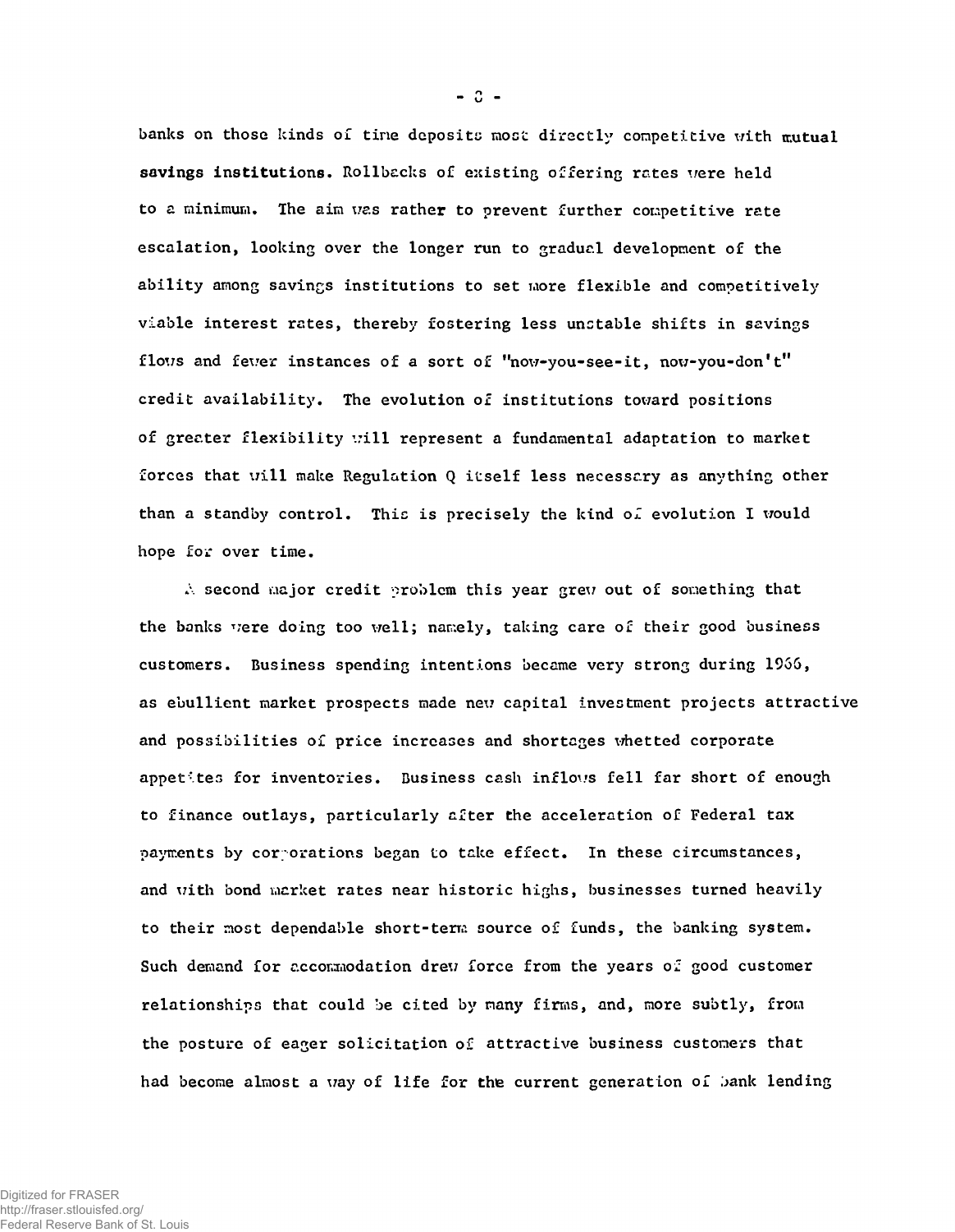banks on those kinds of time deposits most directly competitive with mutual savings institutions. Rollbacks of existing offering rates were held to a minimum. The aim was rather to prevent further competitive rate escalation, looking over the longer run to gradual development of the ability among savings institutions to set more flexible and competitively viable interest rates, thereby fostering less unstable shifts in savings flows and fewer instances of a sort of "now-you-see-it, now-you-don't" credit availability. The evolution of institutions toward positions of greater flexibility will represent a fundamental adaptation to market forces that will make Regulation Q itself less necessary as anything other than a standby control. This is precisely the kind of evolution I would hope for over time.

A second major credit problem this year grew out of something that the banks were doing too well; namely, taking care of their good business customers. Business spending intentions became very strong during 1966, as ebullient market prospects made new capital investment projects attractive and possibilities of price increases and shortages whetted corporate appetites for inventories. Business cash inflows fell far short of enough to finance outlays, particularly after the acceleration of Federal tax payments by corporations began to take effect. In these circumstances, and with bond market rates near historic highs, businesses turned heavily to their most dependable short-term source of funds, the banking system. Such demand for accommodation drew force from the years of good customer relationships that could be cited by many firms, and, more subtly, from the posture of eager solicitation of attractive business customers that had become almost a way of life for the current generation of bank lending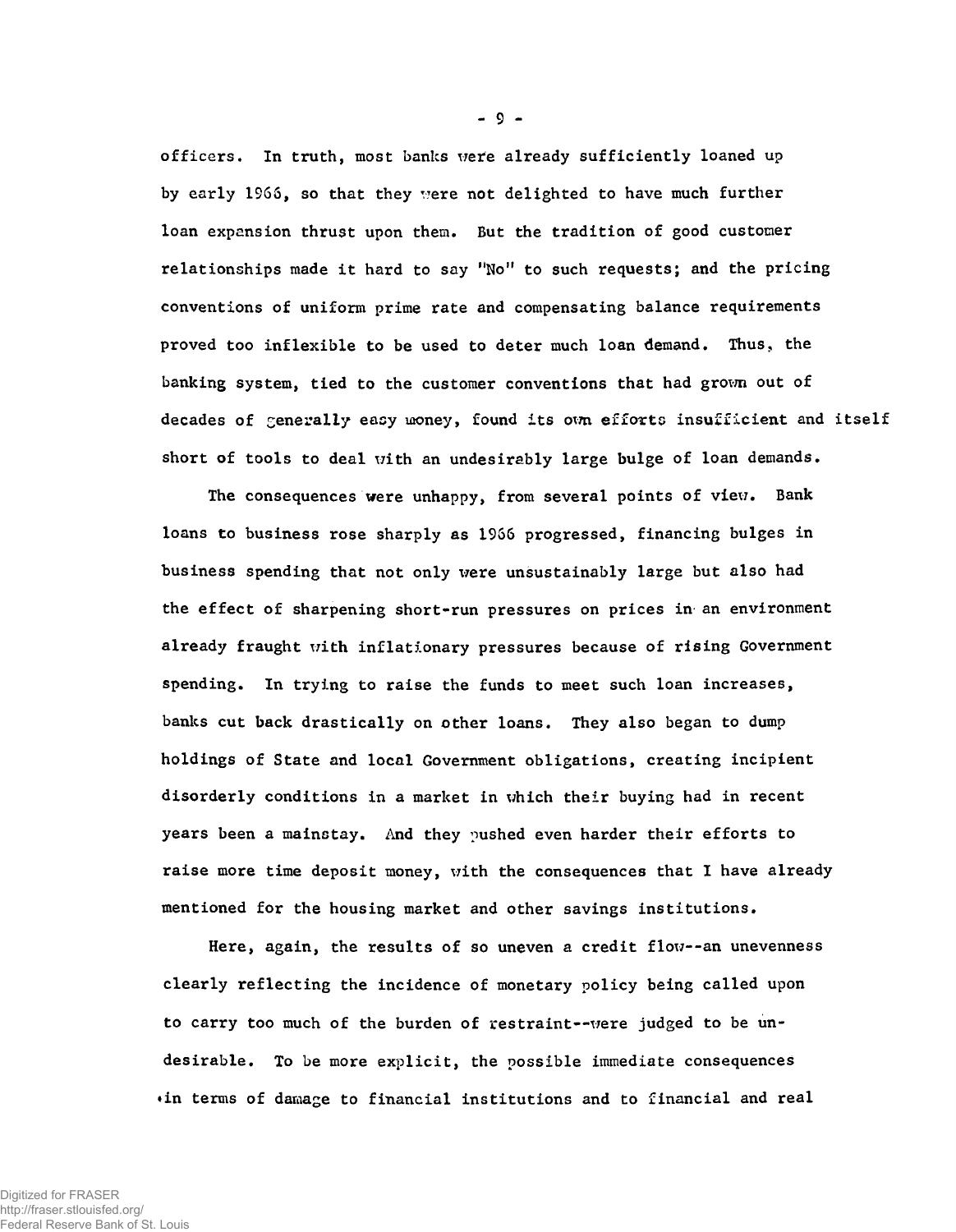officers. In truth, most banks were already sufficiently loaned up by early 1966, so that they were not delighted to have much further loan expansion thrust upon them. But the tradition of good customer relationships made it hard to say "No" to such requests; and the pricing conventions of uniform prime rate and compensating balance requirements proved too inflexible to be used to deter much loan demand. Thus, the banking system, tied to the customer conventions that had grown out of decades of generally easy money, found its own efforts insufficient and itself short of tools to deal with an undesirably large bulge of loan demands.

The consequences were unhappy, from several points of view. Bank loans to business rose sharply as 1966 progressed, financing bulges in business spending that not only were unsustainably large but also had the effect of sharpening short-run pressures on prices in an environment already fraught with inflationary pressures because of rising Government spending. In trying to raise the funds to meet such loan increases, banks cut back drastically on other loans. They also began to dump holdings of State and local Government obligations, creating incipient disorderly conditions in a market in which their buying had in recent years been a mainstay. And they pushed even harder their efforts to raise more time deposit money, with the consequences that I have already mentioned for the housing market and other savings institutions.

Here, again, the results of so uneven a credit flow--an unevenness clearly reflecting the incidence of monetary policy being called upon to carry too much of the burden of restraint--were judged to be undesirable. To be more explicit, the possible immediate consequences in terms of damage to financial institutions and to financial and real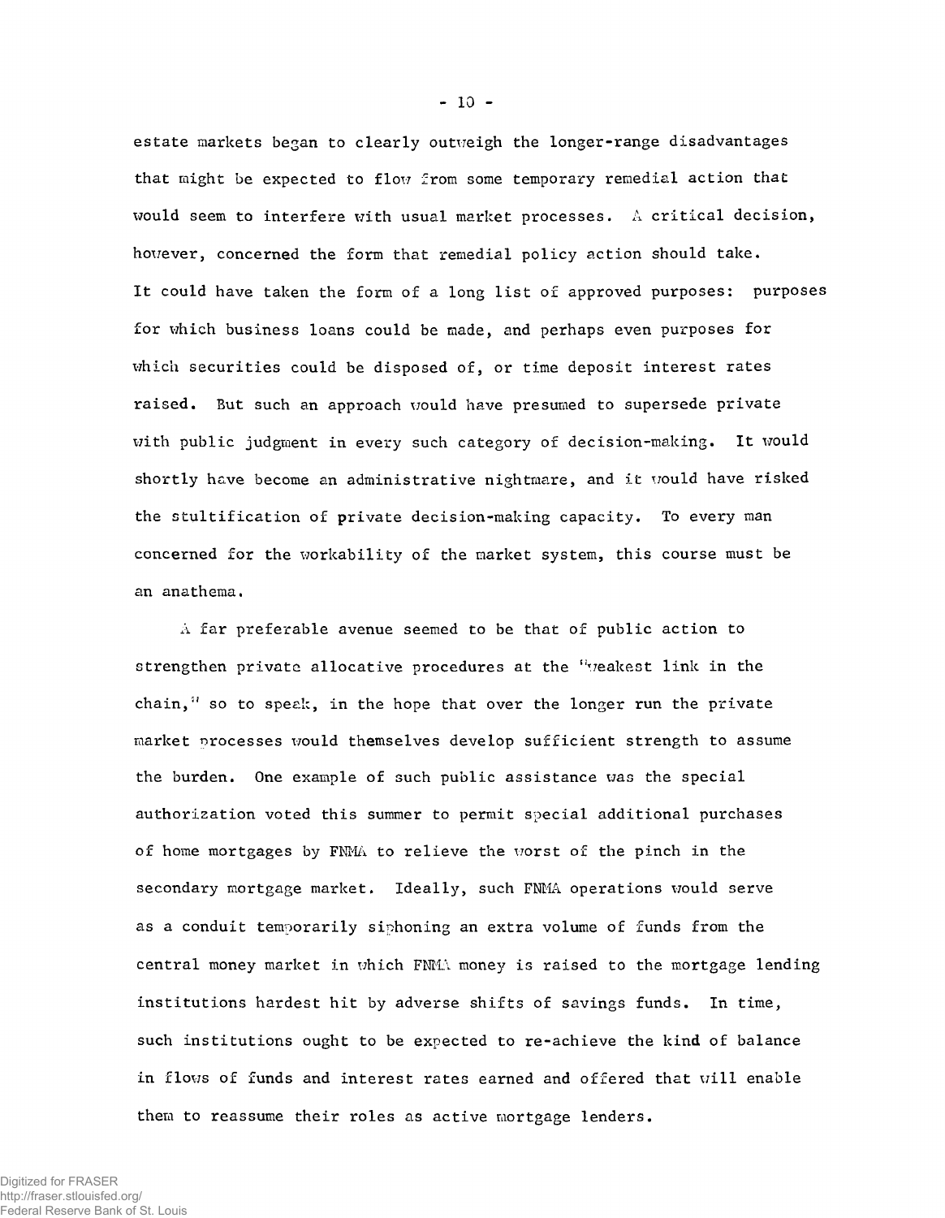estate markets began to clearly outweigh the longer-range disadvantages that might be expected to flow from some temporary remedial action that would seem to interfere with usual market processes. A critical decision, however, concerned the form that remedial policy action should take. It could have taken the form of a long list of approved purposes: purposes for which business loans could be made, and perhaps even purposes for which securities could be disposed of, or time deposit interest rates raised. But such an approach would have presumed to supersede private with public judgment in every such category of decision-making. It would shortly have become an administrative nightmare, and it would have risked the stultification of private decision-making capacity. To every man concerned for the workability of the market system, this course must be an anathema.

A far preferable avenue seemed to be that of public action to strengthen private allocative procedures at the "weakest link in the chain," so to speak, in the hope that over the longer run the private market processes would themselves develop sufficient strength to assume the burden. One example of such public assistance was the special authorization voted this summer to permit special additional purchases of home mortgages by FNMA to relieve the worst of the pinch in the secondary mortgage market. Ideally, such FNMA operations would serve as a conduit temporarily siphoning an extra volume of funds from the central money market in which FNMA money is raised to the mortgage lending institutions hardest hit by adverse shifts of savings funds. In time, such institutions ought to be expected to re-achieve the kind of balance in flows of funds and interest rates earned and offered that will enable them to reassume their roles as active mortgage lenders.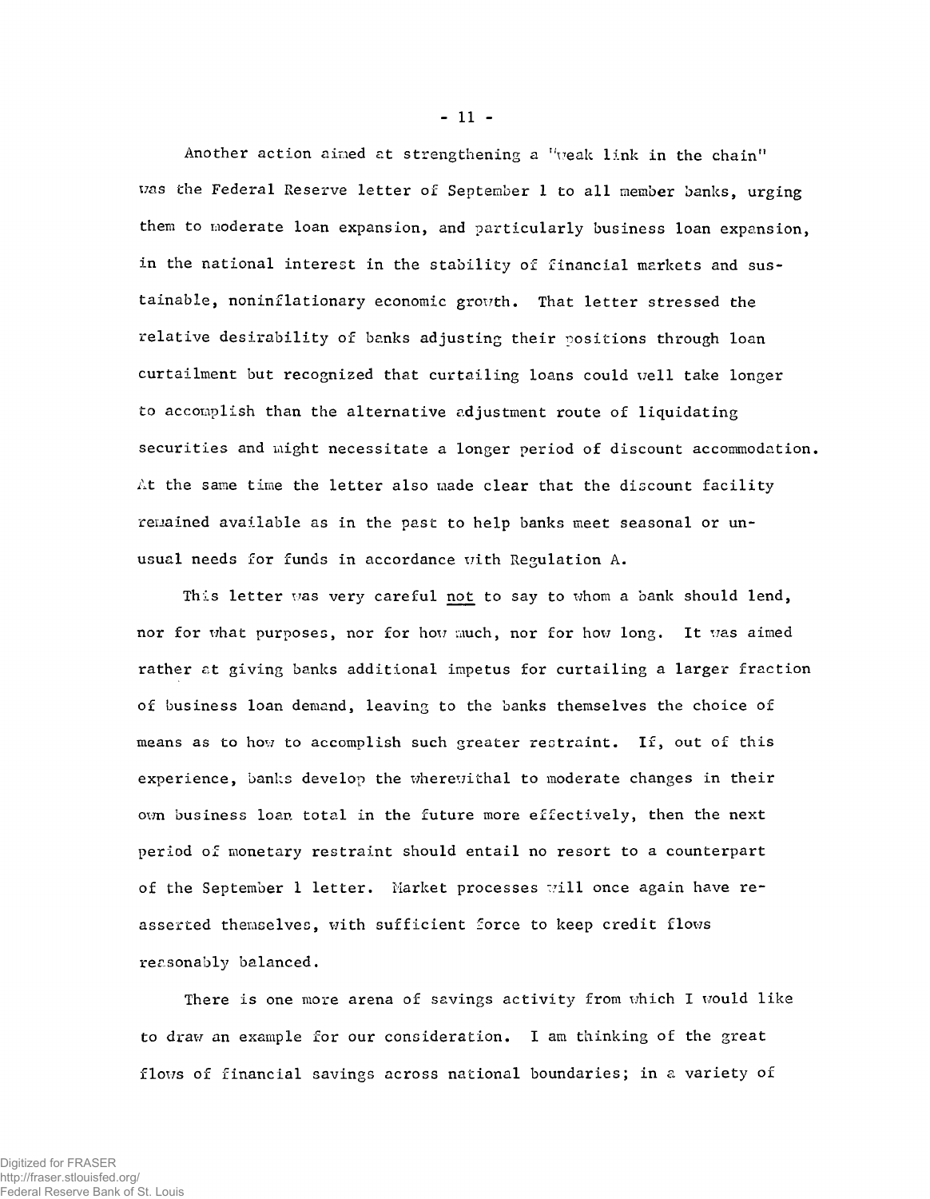Another action aimed at strengthening a "weak link in the chain" was the Federal Reserve letter of September 1 to all member banks, urging them to moderate loan expansion, and particularly business loan expansion, in the national interest in the stability of financial markets and sustainable, noninflationary economic growth. That letter stressed the relative desirability of banks adjusting their positions through loan curtailment but recognized that curtailing loans could well take longer to accomplish than the alternative adjustment route of liquidating securities and might necessitate a longer period of discount accommodation. At the same time the letter also made clear that the discount facility remained available as in the past to help banks meet seasonal or unusual needs for funds in accordance with Regulation A.

This letter was very careful <u>not</u> to say to whom a bank should lend, nor for what purposes, nor for how much, nor for how long. It was aimed rather at giving banks additional impetus for curtailing a larger fraction of business loan demand, leaving to the banks themselves the choice of means as to how to accomplish such greater restraint. If, out of this experience, banks develop the wherewithal to moderate changes in their own business loan total in the future more effectively, then the next period of monetary restraint should entail no resort to a counterpart of the September 1 letter. Market processes will once again have reasserted themselves, with sufficient force to keep credit flows reasonably balanced.

There is one more arena of savings activity from which I would like to draw an example for our consideration. I am thinking of the great flows of financial savings across national boundaries; in a variety of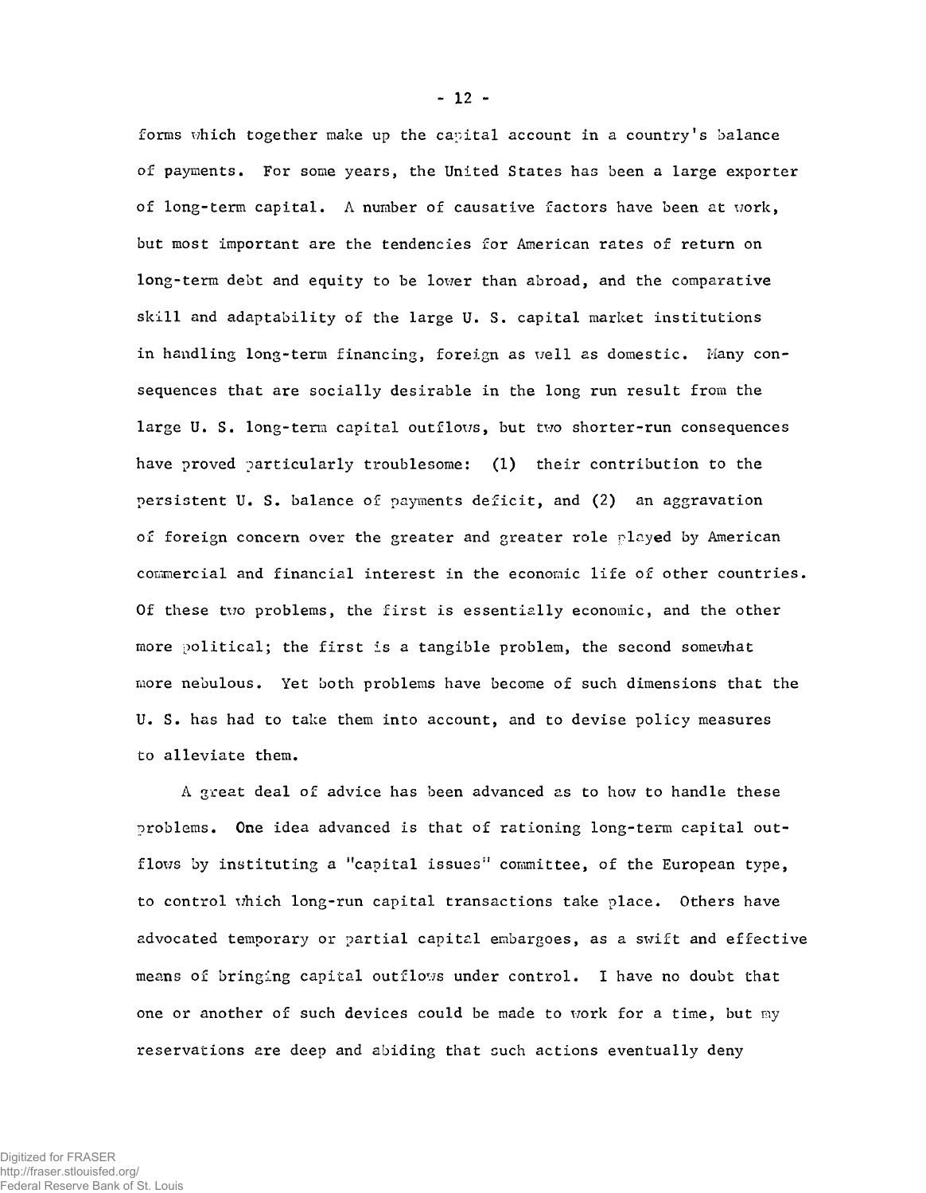forms which together make up the capital account in a country's balance of payments. For some years, the United States has been a large exporter of long-term capital. A number of causative factors have been at work, but most important are the tendencies for American rates of return on long-term debt and equity to be lower than abroad, and the comparative skill and adaptability of the large U. S. capital market institutions in handling long-term financing, foreign as well as domestic. Many consequences that are socially desirable in the long run result from the large U. S. long-term capital outflows, but two shorter-run consequences have proved particularly troublesome: (1) their contribution to the persistent U. S. balance of payments deficit, and (2) an aggravation of foreign concern over the greater and greater role played by American commercial and financial interest in the economic life of other countries. Of these two problems, the first is essentially economic, and the other more political; the first is a tangible problem, the second somewhat more nebulous. Yet both problems have become of such dimensions that the U. S. has had to take them into account, and to devise policy measures to alleviate them.

A great deal of advice has been advanced as to how to handle these problems. One idea advanced is that of rationing long-term capital outflows by instituting a "capital issues" committee, of the European type, to control which long-run capital transactions take place. Others have advocated temporary or partial capital embargoes, as a swift and effective means of bringing capital outflows under control. I have no doubt that one or another of such devices could be made to work for a time, but my reservations are deep and abiding that such actions eventually deny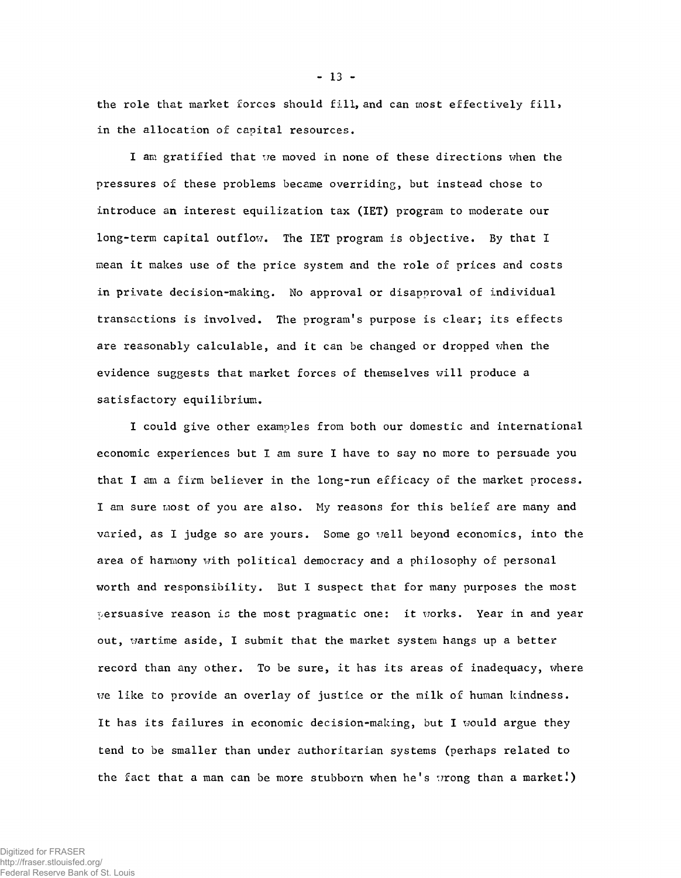the role that market forces should fill, and can most effectively fill, in the allocation of capital resources.

I am gratified that we moved in none of these directions when the pressures of these problems became overriding, but instead chose to introduce an interest equilization tax (IET) program to moderate our long-term capital outflow. The IET program is objective. By that I mean it makes use of the price system and the role of prices and costs in private decision-making. No approval or disapproval of individual transactions is involved. The program's purpose is clear; its effects are reasonably calculable, and it can be changed or dropped when the evidence suggests that market forces of themselves will produce a satisfactory equilibrium.

I could give other examples from both our domestic and international economic experiences but I am sure I have to say no more to persuade you that I am a firm believer in the long-run efficacy of the market process. I am sure most of you are also. My reasons for this belief are many and varied, as I judge so are yours. Some go well beyond economics, into the area of harmony with political democracy and a philosophy of personal worth and responsibility. But I suspect that for many purposes the most persuasive reason is the most pragmatic one: it works. Year in and year out, wartime aside, I submit that the market system hangs up a better record than any other. To be sure, it has its areas of inadequacy, where we like to provide an overlay of justice or the milk of human kindness. It has its failures in economic decision-making, but I would argue they tend to be smaller than under authoritarian systems (perhaps related to the fact that a man can be more stubborn when he's wrong than a market!)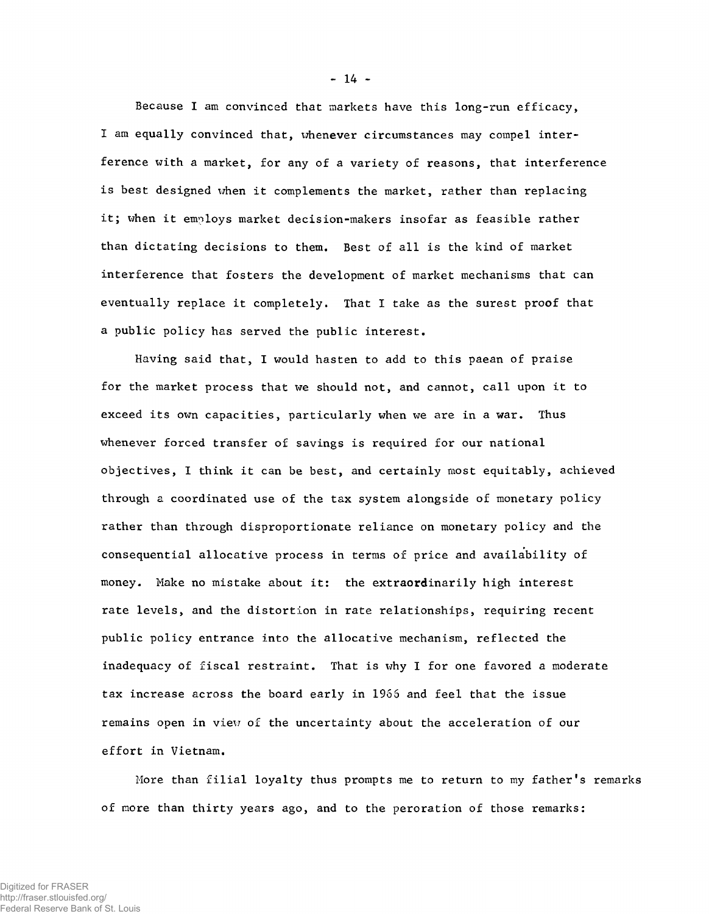Because I am convinced that markets have this long-run efficacy, I am equally convinced that, whenever circumstances may compel interference with a market, for any of a variety of reasons, that interference is best designed when it complements the market, rather than replacing it; when it employs market decision-makers insofar as feasible rather than dictating decisions to them. Best of all is the kind of market interference that fosters the development of market mechanisms that can eventually replace it completely. That I take as the surest proof that a public policy has served the public interest.

Having said that, I would hasten to add to this paean of praise for the market process that we should not, and cannot, call upon it to exceed its own capacities, particularly when we are in a war. Thus whenever forced transfer of savings is required for our national objectives, I think it can be best, and certainly most equitably, achieved through a coordinated use of the tax system alongside of monetary policy rather than through disproportionate reliance on monetary policy and the consequential allocative process in terms of price and availability of money. Make no mistake about it: the extraordinarily high interest rate levels, and the distortion in rate relationships, requiring recent public policy entrance into the allocative mechanism, reflected the inadequacy of fiscal restraint. That is why I for one favored a moderate tax increase across the board early in 1966 and feel that the issue remains open in view of the uncertainty about the acceleration of our effort in Vietnam.

More than filial loyalty thus prompts me to return to my father's remarks of more than thirty years ago, and to the peroration of those remarks: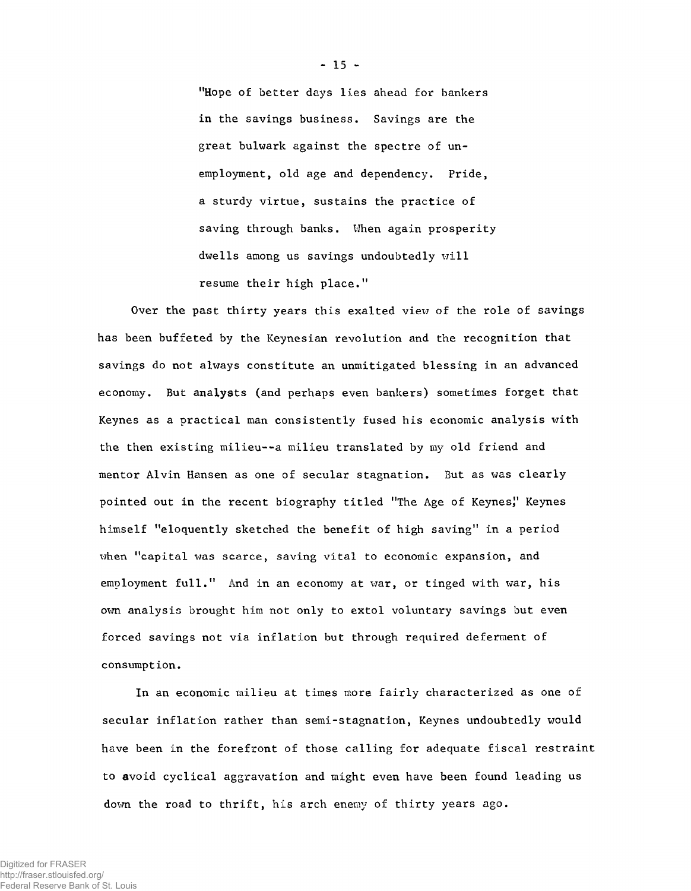"Hope of better days lies ahead for bankers in the savings business. Savings are the great bulwark against the spectre of unemployment, old age and dependency. Pride, a sturdy virtue, sustains the practice of saving through banks. When again prosperity dwells among us savings undoubtedly will resume their high place."

Over the past thirty years this exalted view of the role of savings has been buffeted by the Keynesian revolution and the recognition that savings do not always constitute an unmitigated blessing in an advanced economy. But analysts (and perhaps even bankers) sometimes forget that Keynes as a practical man consistently fused his economic analysis with the then existing milieu--a milieu translated by my old friend and mentor Alvin Hansen as one of secular stagnation. But as was clearly pointed out in the recent biography titled "The Age of Keynes," Keynes himself "eloquently sketched the benefit of high saving" in a period when "capital was scarce, saving vital to economic expansion, and employment full." And in an economy at war, or tinged with war, his own analysis brought him not only to extol voluntary savings but even forced savings not via inflation but through required deferment of consumption.

In an economic milieu at times more fairly characterized as one of secular inflation rather than semi-stagnation, Keynes undoubtedly would have been in the forefront of those calling for adequate fiscal restraint to avoid cyclical aggravation and might even have been found leading us down the road to thrift, his arch enemy of thirty years ago.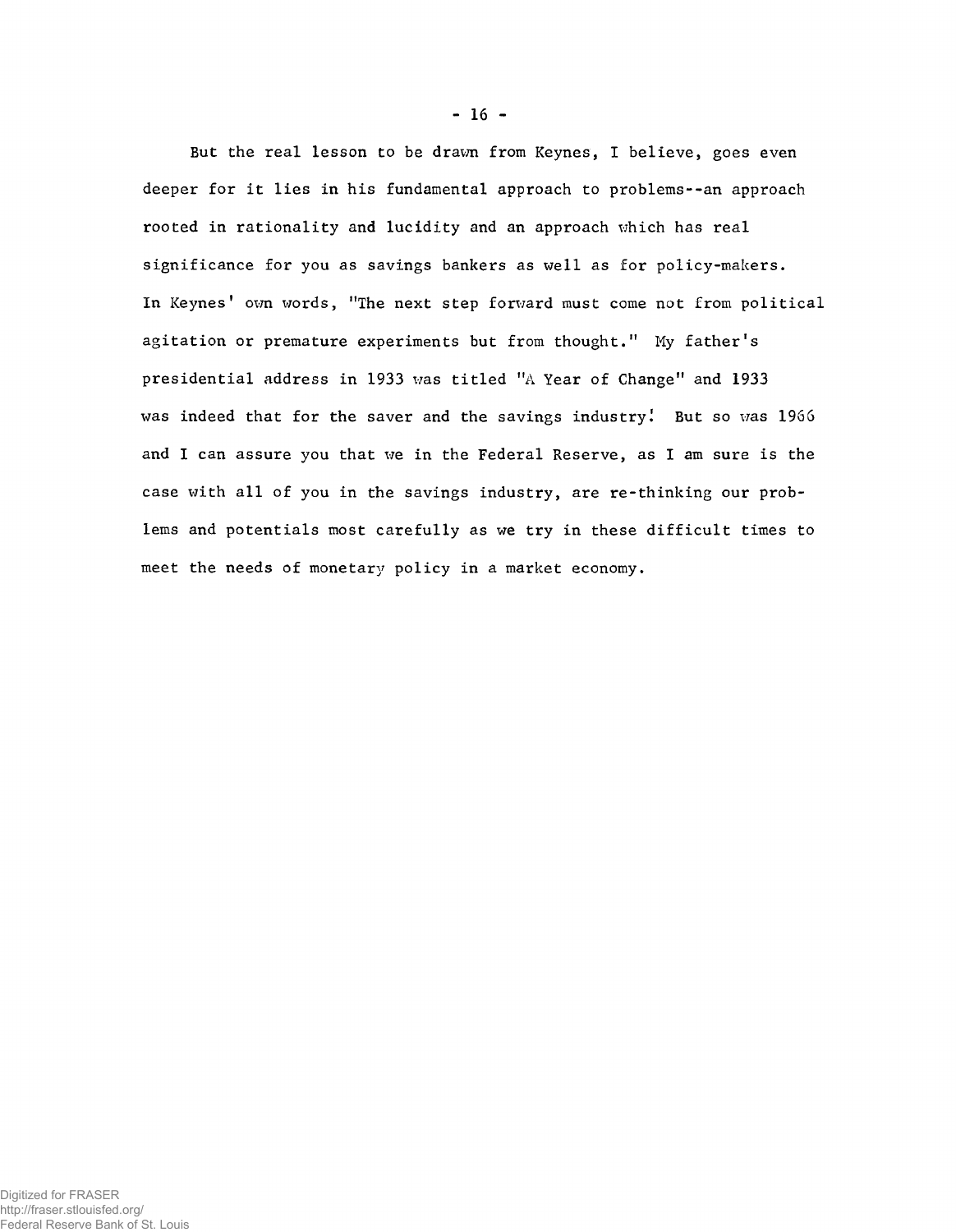But the real lesson to be drawn from Keynes, I believe, goes even deeper for it lies in his fundamental approach to problems--an approach rooted in rationality and lucidity and an approach which has real significance for you as savings bankers as well as for policy-makers. In Keynes' own words, "The next step forward must come not from political agitation or premature experiments but from thought." My father's presidential address in 1933 was titled "A Year of Change" and 1933 was indeed that for the saver and the savings industry! But so was 1966 and I can assure you that we in the Federal Reserve, as I am sure is the case with all of you in the savings industry, are re-thinking our problems and potentials most carefully as we try in these difficult times to meet the needs of monetary policy in a market economy.